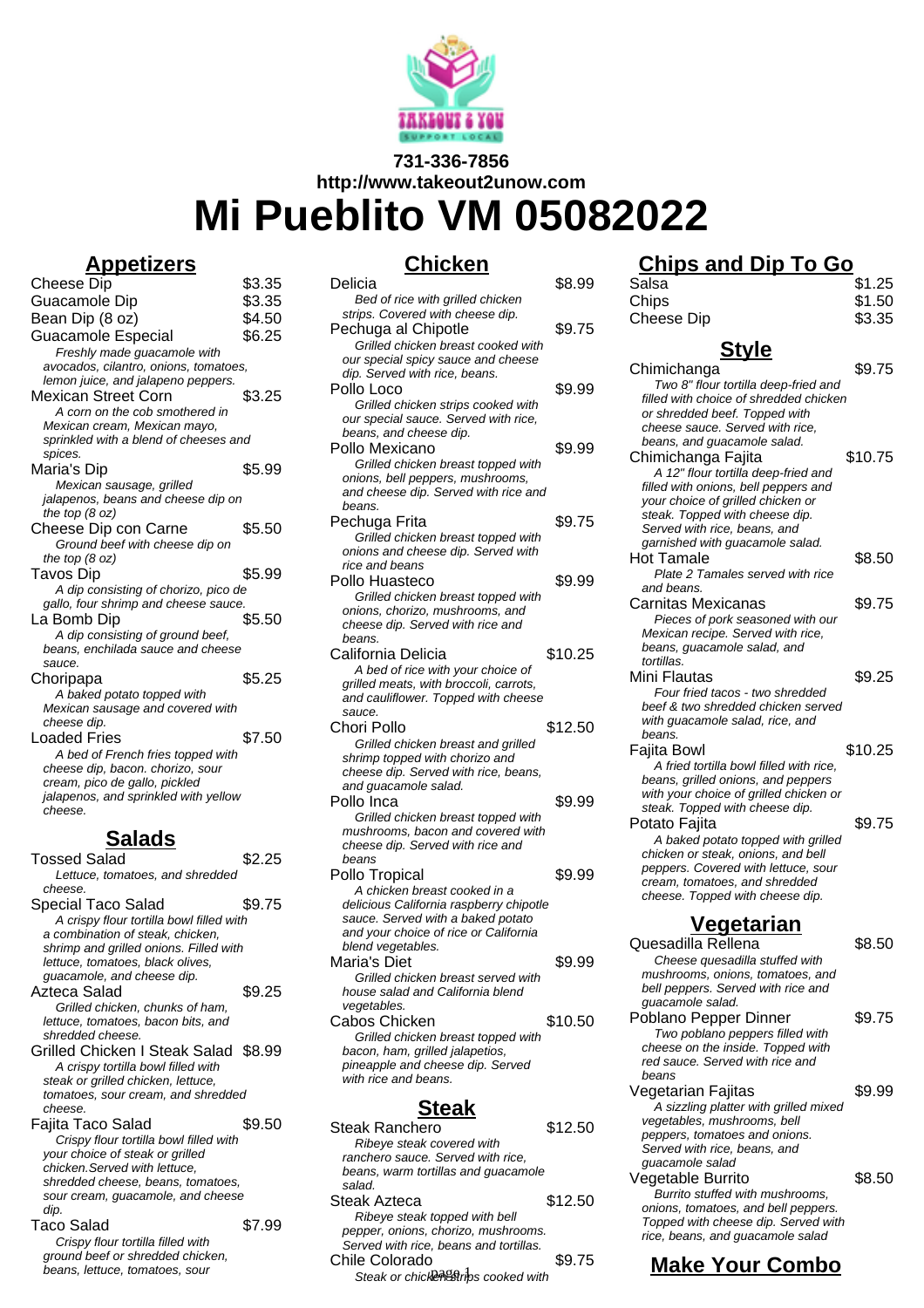**731-336-7856**
**http://www.takeout2unow.com**

# Mi Pueblito VM 05082022

## Appetizers

Cheese Dip $3.35

Guacamole Dip $3.35

Bean Dip (8 oz) $4.50

Guacamole Especial $6.25
*Freshly made guacamole with avocados, cilantro, onions, tomatoes, lemon juice, and jalapeno peppers.*

Mexican Street Corn $3.25
*A corn on the cob smothered in Mexican cream, Mexican mayo, sprinkled with a blend of cheeses and spices.*

Maria's Dip $5.99
*Mexican sausage, grilled jalapenos, beans and cheese dip on the top (8 oz)*

Cheese Dip con Carne $5.50
*Ground beef with cheese dip on the top (8 oz)*

Tavos Dip $5.99
*A dip consisting of chorizo, pico de gallo, four shrimp and cheese sauce.*

La Bomb Dip $5.50
*A dip consisting of ground beef, beans, enchilada sauce and cheese sauce.*

Choripapa $5.25
*A baked potato topped with Mexican sausage and covered with cheese dip.*

Loaded Fries $7.50
*A bed of French fries topped with cheese dip, bacon. chorizo, sour cream, pico de gallo, pickled jalapenos, and sprinkled with yellow cheese.*

## Salads

Tossed Salad $2.25
*Lettuce, tomatoes, and shredded cheese.*

Special Taco Salad $9.75
*A crispy flour tortilla bowl filled with a combination of steak, chicken, shrimp and grilled onions. Filled with lettuce, tomatoes, black olives, guacamole, and cheese dip.*

Azteca Salad $9.25
*Grilled chicken, chunks of ham, lettuce, tomatoes, bacon bits, and shredded cheese.*

Grilled Chicken I Steak Salad $8.99
*A crispy tortilla bowl filled with steak or grilled chicken, lettuce, tomatoes, sour cream, and shredded cheese.*

Fajita Taco Salad $9.50
*Crispy flour tortilla bowl filled with your choice of steak or grilled chicken.Served with lettuce, shredded cheese, beans, tomatoes, sour cream, guacamole, and cheese dip.*

Taco Salad $7.99
*Crispy flour tortilla filled with ground beef or shredded chicken, beans, lettuce, tomatoes, sour*

## Chicken

Delicia $8.99
*Bed of rice with grilled chicken strips. Covered with cheese dip.*

Pechuga al Chipotle $9.75
*Grilled chicken breast cooked with our special spicy sauce and cheese dip. Served with rice, beans.*

Pollo Loco $9.99
*Grilled chicken strips cooked with our special sauce. Served with rice, beans, and cheese dip.*

Pollo Mexicano $9.99
*Grilled chicken breast topped with onions, bell peppers, mushrooms, and cheese dip. Served with rice and beans.*

Pechuga Frita $9.75
*Grilled chicken breast topped with onions and cheese dip. Served with rice and beans*

Pollo Huasteco $9.99
*Grilled chicken breast topped with onions, chorizo, mushrooms, and cheese dip. Served with rice and beans.*

California Delicia $10.25
*A bed of rice with your choice of grilled meats, with broccoli, carrots, and cauliflower. Topped with cheese sauce.*

Chori Pollo $12.50
*Grilled chicken breast and grilled shrimp topped with chorizo and cheese dip. Served with rice, beans, and guacamole salad.*

Pollo Inca $9.99
*Grilled chicken breast topped with mushrooms, bacon and covered with cheese dip. Served with rice and beans*

Pollo Tropical $9.99
*A chicken breast cooked in a delicious California raspberry chipotle sauce. Served with a baked potato and your choice of rice or California blend vegetables.*

Maria's Diet $9.99
*Grilled chicken breast served with house salad and California blend vegetables.*

Cabos Chicken $10.50
*Grilled chicken breast topped with bacon, ham, grilled jalapetios, pineapple and cheese dip. Served with rice and beans.*

## Steak

Steak Ranchero $12.50
*Ribeye steak covered with ranchero sauce. Served with rice, beans, warm tortillas and guacamole salad.*

Steak Azteca $12.50
*Ribeye steak topped with bell pepper, onions, chorizo, mushrooms. Served with rice, beans and tortillas.*

Chile Colorado $9.75
*Steak or chicken strips cooked with*

## Chips and Dip To Go

Salsa $1.25

Chips $1.50

Cheese Dip $3.35

## Style

Chimichanga $9.75
*Two 8" flour tortilla deep-fried and filled with choice of shredded chicken or shredded beef. Topped with cheese sauce. Served with rice, beans and guacamole salad.*

Chimichanga Fajita $10.75
*A 12" flour tortilla deep-fried and filled with onions, bell peppers and your choice of grilled chicken or steak. Topped with cheese dip. Served with rice, beans, and garnished with guacamole salad.*

Hot Tamale $8.50
*Plate 2 Tamales served with rice and beans.*

Carnitas Mexicanas $9.75
*Pieces of pork seasoned with our Mexican recipe. Served with rice, beans, guacamole salad, and tortillas.*

Mini Flautas $9.25
*Four fried tacos - two shredded beef & two shredded chicken served with guacamole salad, rice, and beans.*

Fajita Bowl $10.25
*A fried tortilla bowl filled with rice, beans, grilled onions, and peppers with your choice of grilled chicken or steak. Topped with cheese dip.*

Potato Fajita $9.75
*A baked potato topped with grilled chicken or steak, onions, and bell peppers. Covered with lettuce, sour cream, tomatoes, and shredded cheese. Topped with cheese dip.*

## Vegetarian

Quesadilla Rellena $8.50
*Cheese quesadilla stuffed with mushrooms, onions, tomatoes, and bell peppers. Served with rice and guacamole salad.*

Poblano Pepper Dinner $9.75
*Two poblano peppers filled with cheese on the inside. Topped with red sauce. Served with rice and beans*

Vegetarian Fajitas $9.99
*A sizzling platter with grilled mixed vegetables, mushrooms, bell peppers, tomatoes and onions. Served with rice, beans, and guacamole salad*

Vegetable Burrito $8.50
*Burrito stuffed with mushrooms, onions, tomatoes, and bell peppers. Topped with cheese dip. Served with rice, beans, and guacamole salad*

## Make Your Combo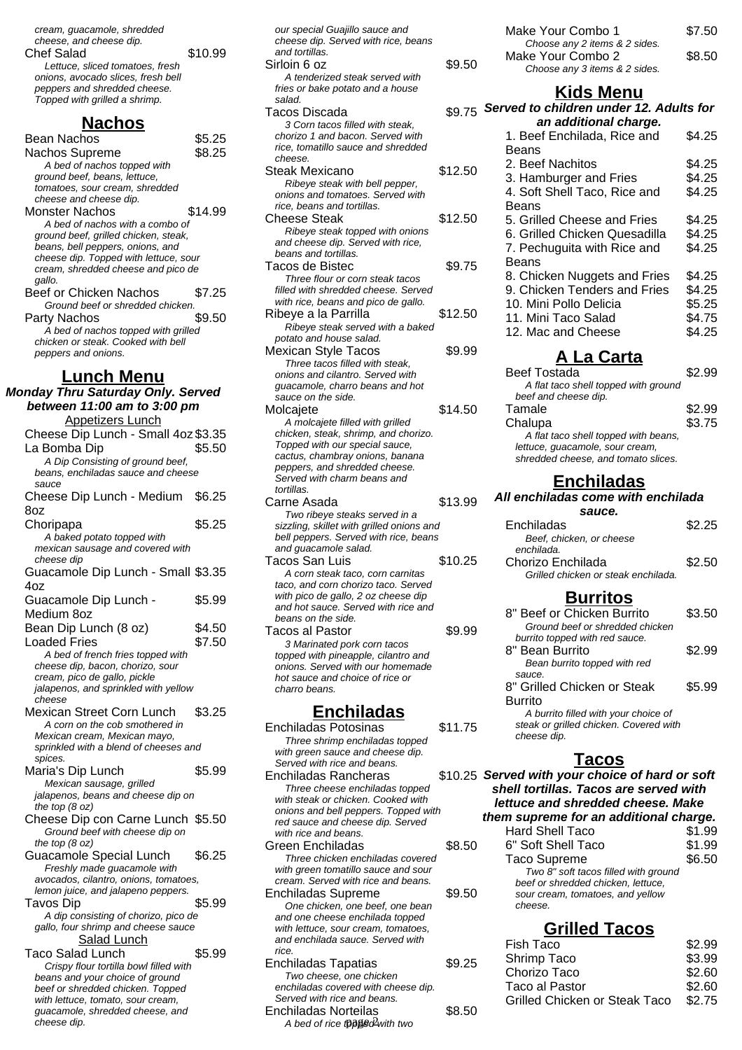cream, guacamole, shredded cheese, and cheese dip.

Chef Salad — $10.99
*Lettuce, sliced tomatoes, fresh onions, avocado slices, fresh bell peppers and shredded cheese. Topped with grilled a shrimp.*

## Nachos

Bean Nachos — $5.25

Nachos Supreme — $8.25
*A bed of nachos topped with ground beef, beans, lettuce, tomatoes, sour cream, shredded cheese and cheese dip.*

Monster Nachos — $14.99
*A bed of nachos with a combo of ground beef, grilled chicken, steak, beans, bell peppers, onions, and cheese dip. Topped with lettuce, sour cream, shredded cheese and pico de gallo.*

Beef or Chicken Nachos — $7.25
*Ground beef or shredded chicken.*

Party Nachos — $9.50
*A bed of nachos topped with grilled chicken or steak. Cooked with bell peppers and onions.*

## Lunch Menu

***Monday Thru Saturday Only. Served between 11:00 am to 3:00 pm***

### Appetizers Lunch

Cheese Dip Lunch - Small 4oz — $3.35

La Bomba Dip — $5.50
*A Dip Consisting of ground beef, beans, enchiladas sauce and cheese sauce*

Cheese Dip Lunch - Medium 8oz — $6.25

Choripapa — $5.25
*A baked potato topped with mexican sausage and covered with cheese dip*

Guacamole Dip Lunch - Small 4oz — $3.35

Guacamole Dip Lunch - Medium 8oz — $5.99

Bean Dip Lunch (8 oz) — $4.50

Loaded Fries — $7.50
*A bed of french fries topped with cheese dip, bacon, chorizo, sour cream, pico de gallo, pickle jalapenos, and sprinkled with yellow cheese*

Mexican Street Corn Lunch — $3.25
*A corn on the cob smothered in Mexican cream, Mexican mayo, sprinkled with a blend of cheeses and spices.*

Maria's Dip Lunch — $5.99
*Mexican sausage, grilled jalapenos, beans and cheese dip on the top (8 oz)*

Cheese Dip con Carne Lunch — $5.50
*Ground beef with cheese dip on the top (8 oz)*

Guacamole Special Lunch — $6.25
*Freshly made guacamole with avocados, cilantro, onions, tomatoes, lemon juice, and jalapeno peppers.*

Tavos Dip — $5.99
*A dip consisting of chorizo, pico de gallo, four shrimp and cheese sauce*

### Salad Lunch

Taco Salad Lunch — $5.99
*Crispy flour tortilla bowl filled with beans and your choice of ground beef or shredded chicken. Topped with lettuce, tomato, sour cream, guacamole, shredded cheese, and cheese dip.*

*our special Guajillo sauce and cheese dip. Served with rice, beans and tortillas.*

Sirloin 6 oz — $9.50
*A tenderized steak served with fries or bake potato and a house salad.*

Tacos Discada — $9.75
*3 Corn tacos filled with steak, chorizo 1 and bacon. Served with rice, tomatillo sauce and shredded cheese.*

Steak Mexicano — $12.50
*Ribeye steak with bell pepper, onions and tomatoes. Served with rice, beans and tortillas.*

Cheese Steak — $12.50
*Ribeye steak topped with onions and cheese dip. Served with rice, beans and tortillas.*

Tacos de Bistec — $9.75
*Three flour or corn steak tacos filled with shredded cheese. Served with rice, beans and pico de gallo.*

Ribeye a la Parrilla — $12.50
*Ribeye steak served with a baked potato and house salad.*

Mexican Style Tacos — $9.99
*Three tacos filled with steak, onions and cilantro. Served with guacamole, charro beans and hot sauce on the side.*

Molcajete — $14.50
*A molcajete filled with grilled chicken, steak, shrimp, and chorizo. Topped with our special sauce, cactus, chambray onions, banana peppers, and shredded cheese. Served with charm beans and tortillas.*

Carne Asada — $13.99
*Two ribeye steaks served in a sizzling, skillet with grilled onions and bell peppers. Served with rice, beans and guacamole salad.*

Tacos San Luis — $10.25
*A corn steak taco, corn carnitas taco, and corn chorizo taco. Served with pico de gallo, 2 oz cheese dip and hot sauce. Served with rice and beans on the side.*

Tacos al Pastor — $9.99
*3 Marinated pork corn tacos topped with pineapple, cilantro and onions. Served with our homemade hot sauce and choice of rice or charro beans.*

## Enchiladas

Enchiladas Potosinas — $11.75
*Three shrimp enchiladas topped with green sauce and cheese dip. Served with rice and beans.*

Enchiladas Rancheras — $10.25
*Three cheese enchiladas topped with steak or chicken. Cooked with onions and bell peppers. Topped with red sauce and cheese dip. Served with rice and beans.*

Green Enchiladas — $8.50
*Three chicken enchiladas covered with green tomatillo sauce and sour cream. Served with rice and beans.*

Enchiladas Supreme — $9.50
*One chicken, one beef, one bean and one cheese enchilada topped with lettuce, sour cream, tomatoes, and enchilada sauce. Served with rice.*

Enchiladas Tapatias — $9.25
*Two cheese, one chicken enchiladas covered with cheese dip. Served with rice and beans.*

Enchiladas Norteilas — $8.50
*A bed of rice topped with two*

Make Your Combo 1 — $7.50
*Choose any 2 items & 2 sides.*

Make Your Combo 2 — $8.50
*Choose any 3 items & 2 sides.*

## Kids Menu

***Served to children under 12. Adults for an additional charge.***

| Item | Price |
|---|---|
| 1. Beef Enchilada, Rice and Beans | $4.25 |
| 2. Beef Nachitos | $4.25 |
| 3. Hamburger and Fries | $4.25 |
| 4. Soft Shell Taco, Rice and Beans | $4.25 |
| 5. Grilled Cheese and Fries | $4.25 |
| 6. Grilled Chicken Quesadilla | $4.25 |
| 7. Pechuguita with Rice and Beans | $4.25 |
| 8. Chicken Nuggets and Fries | $4.25 |
| 9. Chicken Tenders and Fries | $4.25 |
| 10. Mini Pollo Delicia | $5.25 |
| 11. Mini Taco Salad | $4.75 |
| 12. Mac and Cheese | $4.25 |

## A La Carta

Beef Tostada — $2.99
*A flat taco shell topped with ground beef and cheese dip.*

Tamale — $2.99

Chalupa — $3.75
*A flat taco shell topped with beans, lettuce, guacamole, sour cream, shredded cheese, and tomato slices.*

## Enchiladas

***All enchiladas come with enchilada sauce.***

Enchiladas — $2.25
*Beef, chicken, or cheese enchilada.*

Chorizo Enchilada — $2.50
*Grilled chicken or steak enchilada.*

## Burritos

8" Beef or Chicken Burrito — $3.50
*Ground beef or shredded chicken burrito topped with red sauce.*

8" Bean Burrito — $2.99
*Bean burrito topped with red sauce.*

8" Grilled Chicken or Steak Burrito — $5.99
*A burrito filled with your choice of steak or grilled chicken. Covered with cheese dip.*

## Tacos

***Served with your choice of hard or soft shell tortillas. Tacos are served with lettuce and shredded cheese. Make them supreme for an additional charge.***

Hard Shell Taco — $1.99

6" Soft Shell Taco — $1.99

Taco Supreme — $6.50
*Two 8" soft tacos filled with ground beef or shredded chicken, lettuce, sour cream, tomatoes, and yellow cheese.*

## Grilled Tacos

| Item | Price |
|---|---|
| Fish Taco | $2.99 |
| Shrimp Taco | $3.99 |
| Chorizo Taco | $2.60 |
| Taco al Pastor | $2.60 |
| Grilled Chicken or Steak Taco | $2.75 |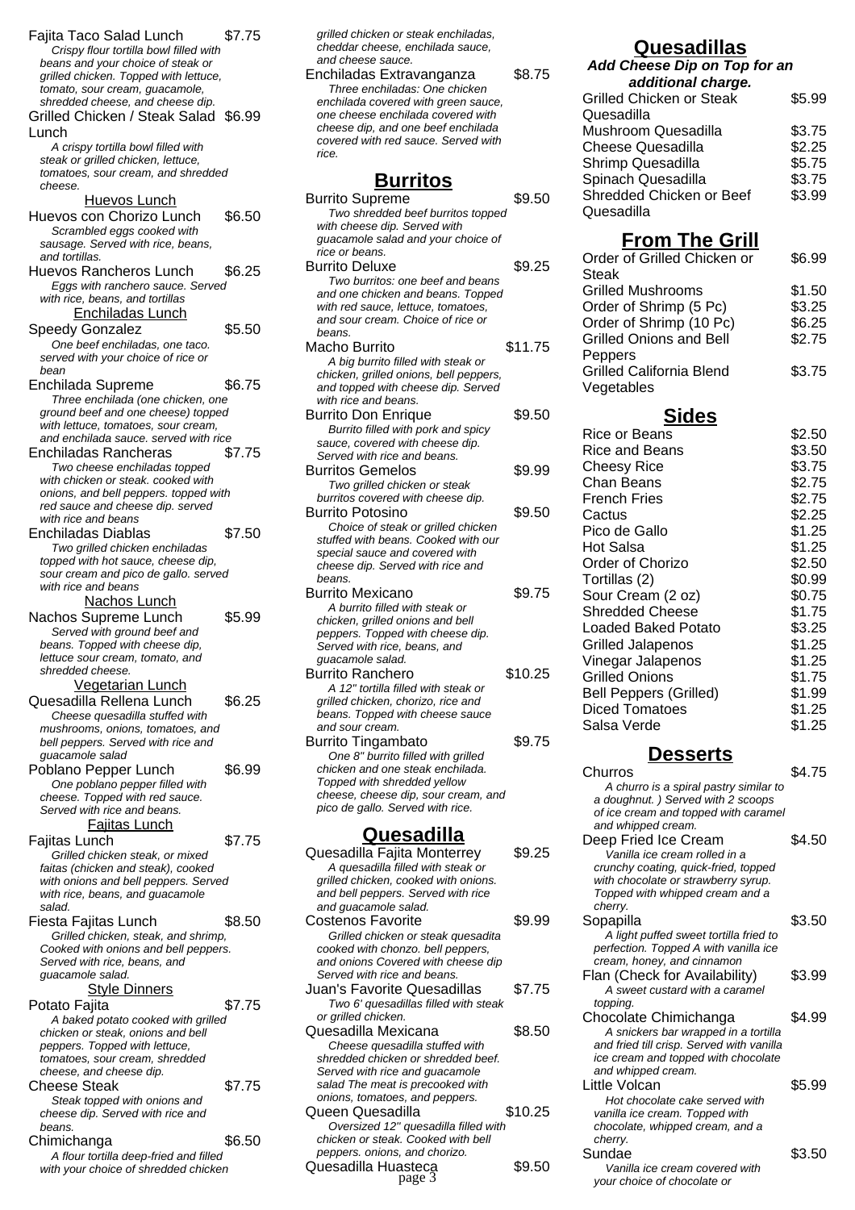Fajita Taco Salad Lunch $7.75

*Crispy flour tortilla bowl filled with beans and your choice of steak or grilled chicken. Topped with lettuce, tomato, sour cream, guacamole, shredded cheese, and cheese dip.*

Grilled Chicken / Steak Salad Lunch $6.99

*A crispy tortilla bowl filled with steak or grilled chicken, lettuce, tomatoes, sour cream, and shredded cheese.*

### Huevos Lunch

Huevos con Chorizo Lunch $6.50

*Scrambled eggs cooked with sausage. Served with rice, beans, and tortillas.*

Huevos Rancheros Lunch $6.25

*Eggs with ranchero sauce. Served with rice, beans, and tortillas*

### Enchiladas Lunch

Speedy Gonzalez $5.50

*One beef enchiladas, one taco. served with your choice of rice or bean*

Enchilada Supreme $6.75

*Three enchilada (one chicken, one ground beef and one cheese) topped with lettuce, tomatoes, sour cream, and enchilada sauce. served with rice*

Enchiladas Rancheras $7.75

*Two cheese enchiladas topped with chicken or steak. cooked with onions, and bell peppers. topped with red sauce and cheese dip. served with rice and beans*

Enchiladas Diablas $7.50

*Two grilled chicken enchiladas topped with hot sauce, cheese dip, sour cream and pico de gallo. served with rice and beans*

### Nachos Lunch

Nachos Supreme Lunch $5.99

*Served with ground beef and beans. Topped with cheese dip, lettuce sour cream, tomato, and shredded cheese.*

### Vegetarian Lunch

Quesadilla Rellena Lunch $6.25

*Cheese quesadilla stuffed with mushrooms, onions, tomatoes, and bell peppers. Served with rice and guacamole salad*

Poblano Pepper Lunch $6.99

*One poblano pepper filled with cheese. Topped with red sauce. Served with rice and beans.*

### Fajitas Lunch

Fajitas Lunch $7.75

*Grilled chicken steak, or mixed faitas (chicken and steak), cooked with onions and bell peppers. Served with rice, beans, and guacamole salad.*

Fiesta Fajitas Lunch $8.50

*Grilled chicken, steak, and shrimp, Cooked with onions and bell peppers. Served with rice, beans, and guacamole salad.*

### Style Dinners

Potato Fajita $7.75

*A baked potato cooked with grilled chicken or steak, onions and bell peppers. Topped with lettuce, tomatoes, sour cream, shredded cheese, and cheese dip.*

Cheese Steak $7.75

*Steak topped with onions and cheese dip. Served with rice and beans.*

Chimichanga $6.50

*A flour tortilla deep-fried and filled with your choice of shredded chicken grilled chicken or steak enchiladas, cheddar cheese, enchilada sauce, and cheese sauce.*

Enchiladas Extravanganza $8.75

*Three enchiladas: One chicken enchilada covered with green sauce, one cheese enchilada covered with cheese dip, and one beef enchilada covered with red sauce. Served with rice.*

## Burritos

Burrito Supreme $9.50

*Two shredded beef burritos topped with cheese dip. Served with guacamole salad and your choice of rice or beans.*

Burrito Deluxe $9.25

*Two burritos: one beef and beans and one chicken and beans. Topped with red sauce, lettuce, tomatoes, and sour cream. Choice of rice or beans.*

Macho Burrito $11.75

*A big burrito filled with steak or chicken, grilled onions, bell peppers, and topped with cheese dip. Served with rice and beans.*

Burrito Don Enrique $9.50

*Burrito filled with pork and spicy sauce, covered with cheese dip. Served with rice and beans.*

Burritos Gemelos $9.99

*Two grilled chicken or steak burritos covered with cheese dip.*

Burrito Potosino $9.50

*Choice of steak or grilled chicken stuffed with beans. Cooked with our special sauce and covered with cheese dip. Served with rice and beans.*

Burrito Mexicano $9.75

*A burrito filled with steak or chicken, grilled onions and bell peppers. Topped with cheese dip. Served with rice, beans, and guacamole salad.*

Burrito Ranchero $10.25

*A 12" tortilla filled with steak or grilled chicken, chorizo, rice and beans. Topped with cheese sauce and sour cream.*

Burrito Tingambato $9.75

*One 8" burrito filled with grilled chicken and one steak enchilada. Topped with shredded yellow cheese, cheese dip, sour cream, and pico de gallo. Served with rice.*

## Quesadilla

Quesadilla Fajita Monterrey $9.25

*A quesadilla filled with steak or grilled chicken, cooked with onions. and bell peppers. Served with rice and guacamole salad.*

Costenos Favorite $9.99

*Grilled chicken or steak quesadita cooked with chonzo. bell peppers, and onions Covered with cheese dip Served with rice and beans.*

Juan's Favorite Quesadillas $7.75

*Two 6' quesadillas filled with steak or grilled chicken.*

Quesadilla Mexicana $8.50

*Cheese quesadilla stuffed with shredded chicken or shredded beef. Served with rice and guacamole salad The meat is precooked with onions, tomatoes, and peppers.*

Queen Quesadilla $10.25

*Oversized 12" quesadilla filled with chicken or steak. Cooked with bell peppers. onions, and chorizo.*

Quesadilla Huasteca $9.50

## Quesadillas

***Add Cheese Dip on Top for an additional charge.***

| | |
|---|---|
| Grilled Chicken or Steak Quesadilla | $5.99 |
| Mushroom Quesadilla | $3.75 |
| Cheese Quesadilla | $2.25 |
| Shrimp Quesadilla | $5.75 |
| Spinach Quesadilla | $3.75 |
| Shredded Chicken or Beef Quesadilla | $3.99 |

## From The Grill

| | |
|---|---|
| Order of Grilled Chicken or Steak | $6.99 |
| Grilled Mushrooms | $1.50 |
| Order of Shrimp (5 Pc) | $3.25 |
| Order of Shrimp (10 Pc) | $6.25 |
| Grilled Onions and Bell Peppers | $2.75 |
| Grilled California Blend Vegetables | $3.75 |

## Sides

| | |
|---|---|
| Rice or Beans | $2.50 |
| Rice and Beans | $3.50 |
| Cheesy Rice | $3.75 |
| Chan Beans | $2.75 |
| French Fries | $2.75 |
| Cactus | $2.25 |
| Pico de Gallo | $1.25 |
| Hot Salsa | $1.25 |
| Order of Chorizo | $2.50 |
| Tortillas (2) | $0.99 |
| Sour Cream (2 oz) | $0.75 |
| Shredded Cheese | $1.75 |
| Loaded Baked Potato | $3.25 |
| Grilled Jalapenos | $1.25 |
| Vinegar Jalapenos | $1.25 |
| Grilled Onions | $1.75 |
| Bell Peppers (Grilled) | $1.99 |
| Diced Tomatoes | $1.25 |
| Salsa Verde | $1.25 |

## Desserts

Churros $4.75

*A churro is a spiral pastry similar to a doughnut. ) Served with 2 scoops of ice cream and topped with caramel and whipped cream.*

Deep Fried Ice Cream $4.50

*Vanilla ice cream rolled in a crunchy coating, quick-fried, topped with chocolate or strawberry syrup. Topped with whipped cream and a cherry.*

Sopapilla $3.50

*A light puffed sweet tortilla fried to perfection. Topped A with vanilla ice cream, honey, and cinnamon*

Flan (Check for Availability) $3.99

*A sweet custard with a caramel topping.*

Chocolate Chimichanga $4.99

*A snickers bar wrapped in a tortilla and fried till crisp. Served with vanilla ice cream and topped with chocolate and whipped cream.*

Little Volcan $5.99

*Hot chocolate cake served with vanilla ice cream. Topped with chocolate, whipped cream, and a cherry.*

Sundae $3.50

*Vanilla ice cream covered with your choice of chocolate or*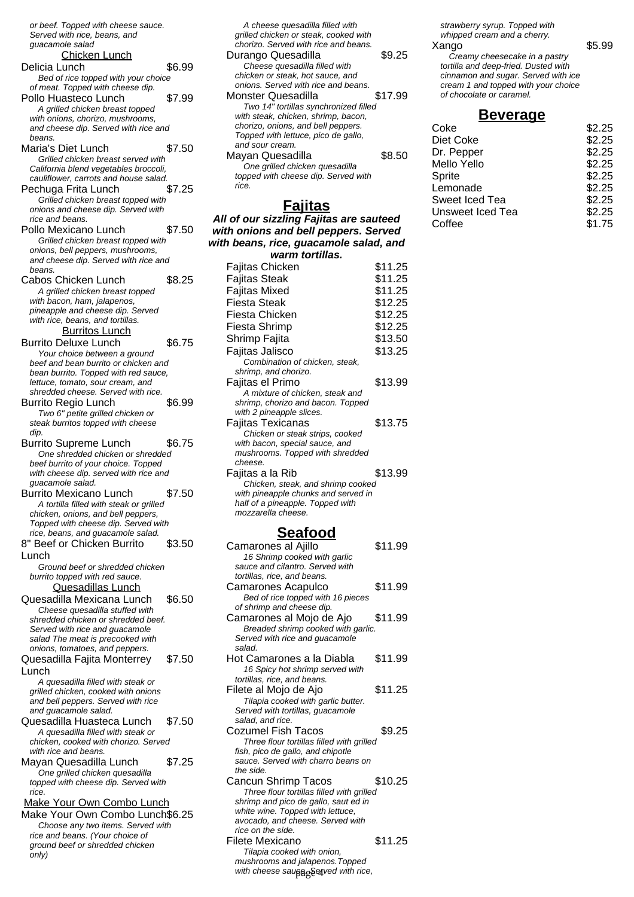*or beef. Topped with cheese sauce. Served with rice, beans, and guacamole salad*

### Chicken Lunch

**Delicia Lunch** $6.99
*Bed of rice topped with your choice of meat. Topped with cheese dip.*

**Pollo Huasteco Lunch** $7.99
*A grilled chicken breast topped with onions, chorizo, mushrooms, and cheese dip. Served with rice and beans.*

**Maria's Diet Lunch** $7.50
*Grilled chicken breast served with California blend vegetables broccoli, cauliflower, carrots and house salad.*

**Pechuga Frita Lunch** $7.25
*Grilled chicken breast topped with onions and cheese dip. Served with rice and beans.*

**Pollo Mexicano Lunch** $7.50
*Grilled chicken breast topped with onions, bell peppers, mushrooms, and cheese dip. Served with rice and beans.*

**Cabos Chicken Lunch** $8.25
*A grilled chicken breast topped with bacon, ham, jalapenos, pineapple and cheese dip. Served with rice, beans, and tortillas.*

### Burritos Lunch

**Burrito Deluxe Lunch** $6.75
*Your choice between a ground beef and bean burrito or chicken and bean burrito. Topped with red sauce, lettuce, tomato, sour cream, and shredded cheese. Served with rice.*

**Burrito Regio Lunch** $6.99
*Two 6" petite grilled chicken or steak burritos topped with cheese dip.*

**Burrito Supreme Lunch** $6.75
*One shredded chicken or shredded beef burrito of your choice. Topped with cheese dip. served with rice and guacamole salad.*

**Burrito Mexicano Lunch** $7.50
*A tortilla filled with steak or grilled chicken, onions, and bell peppers, Topped with cheese dip. Served with rice, beans, and guacamole salad.*

**8" Beef or Chicken Burrito Lunch** $3.50
*Ground beef or shredded chicken burrito topped with red sauce.*

### Quesadillas Lunch

**Quesadilla Mexicana Lunch** $6.50
*Cheese quesadilla stuffed with shredded chicken or shredded beef. Served with rice and guacamole salad The meat is precooked with onions, tomatoes, and peppers.*

**Quesadilla Fajita Monterrey Lunch** $7.50
*A quesadilla filled with steak or grilled chicken, cooked with onions and bell peppers. Served with rice and guacamole salad.*

**Quesadilla Huasteca Lunch** $7.50
*A quesadilla filled with steak or chicken, cooked with chorizo. Served with rice and beans.*

**Mayan Quesadilla Lunch** $7.25
*One grilled chicken quesadilla topped with cheese dip. Served with rice.*

### Make Your Own Combo Lunch

**Make Your Own Combo Lunch** $6.25
*Choose any two items. Served with rice and beans. (Your choice of ground beef or shredded chicken only)*

*A cheese quesadilla filled with grilled chicken or steak, cooked with chorizo. Served with rice and beans.*

**Durango Quesadilla** $9.25
*Cheese quesadilla filled with chicken or steak, hot sauce, and onions. Served with rice and beans.*

**Monster Quesadilla** $17.99
*Two 14" tortillas synchronized filled with steak, chicken, shrimp, bacon, chorizo, onions, and bell peppers. Topped with lettuce, pico de gallo, and sour cream.*

**Mayan Quesadilla** $8.50
*One grilled chicken quesadilla topped with cheese dip. Served with rice.*

## Fajitas

***All of our sizzling Fajitas are sauteed with onions and bell peppers. Served with beans, rice, guacamole salad, and warm tortillas.***

| Item | Price |
|---|---|
| Fajitas Chicken | $11.25 |
| Fajitas Steak | $11.25 |
| Fajitas Mixed | $11.25 |
| Fiesta Steak | $12.25 |
| Fiesta Chicken | $12.25 |
| Fiesta Shrimp | $12.25 |
| Shrimp Fajita | $13.50 |

**Fajitas Jalisco** $13.25
*Combination of chicken, steak, shrimp, and chorizo.*

**Fajitas el Primo** $13.99
*A mixture of chicken, steak and shrimp, chorizo and bacon. Topped with 2 pineapple slices.*

**Fajitas Texicanas** $13.75
*Chicken or steak strips, cooked with bacon, special sauce, and mushrooms. Topped with shredded cheese.*

**Fajitas a la Rib** $13.99
*Chicken, steak, and shrimp cooked with pineapple chunks and served in half of a pineapple. Topped with mozzarella cheese.*

## Seafood

**Camarones al Ajillo** $11.99
*16 Shrimp cooked with garlic sauce and cilantro. Served with tortillas, rice, and beans.*

**Camarones Acapulco** $11.99
*Bed of rice topped with 16 pieces of shrimp and cheese dip.*

**Camarones al Mojo de Ajo** $11.99
*Breaded shrimp cooked with garlic. Served with rice and guacamole salad.*

**Hot Camarones a la Diabla** $11.99
*16 Spicy hot shrimp served with tortillas, rice, and beans.*

**Filete al Mojo de Ajo** $11.25
*Tilapia cooked with garlic butter. Served with tortillas, guacamole salad, and rice.*

**Cozumel Fish Tacos** $9.25
*Three flour tortillas filled with grilled fish, pico de gallo, and chipotle sauce. Served with charro beans on the side.*

**Cancun Shrimp Tacos** $10.25
*Three flour tortillas filled with grilled shrimp and pico de gallo, saut ed in white wine. Topped with lettuce, avocado, and cheese. Served with rice on the side.*

**Filete Mexicano** $11.25
*Tilapia cooked with onion, mushrooms and jalapenos.Topped with cheese sauce. Served with rice,*

*strawberry syrup. Topped with whipped cream and a cherry.*

**Xango** $5.99
*Creamy cheesecake in a pastry tortilla and deep-fried. Dusted with cinnamon and sugar. Served with ice cream 1 and topped with your choice of chocolate or caramel.*

## Beverage

| Item | Price |
|---|---|
| Coke | $2.25 |
| Diet Coke | $2.25 |
| Dr. Pepper | $2.25 |
| Mello Yello | $2.25 |
| Sprite | $2.25 |
| Lemonade | $2.25 |
| Sweet Iced Tea | $2.25 |
| Unsweet Iced Tea | $2.25 |
| Coffee | $1.75 |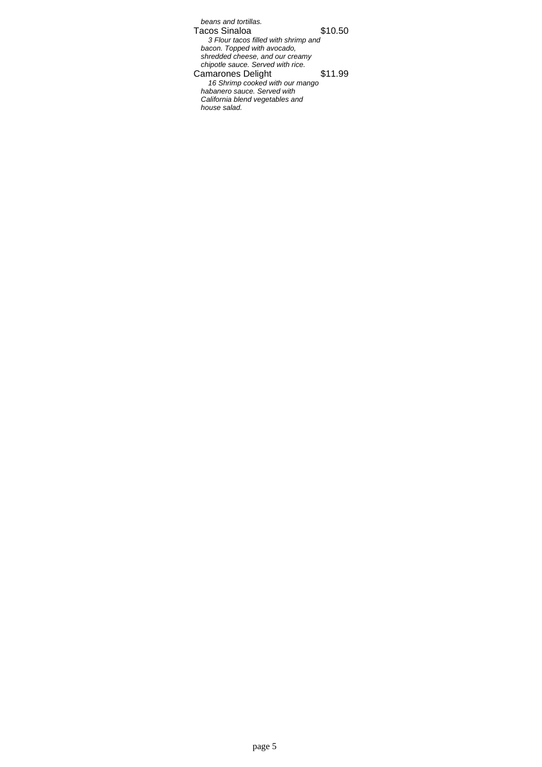*beans and tortillas.*

Tacos Sinaloa $10.50

*3 Flour tacos filled with shrimp and bacon. Topped with avocado, shredded cheese, and our creamy chipotle sauce. Served with rice.*

Camarones Delight $11.99

*16 Shrimp cooked with our mango habanero sauce. Served with California blend vegetables and house salad.*